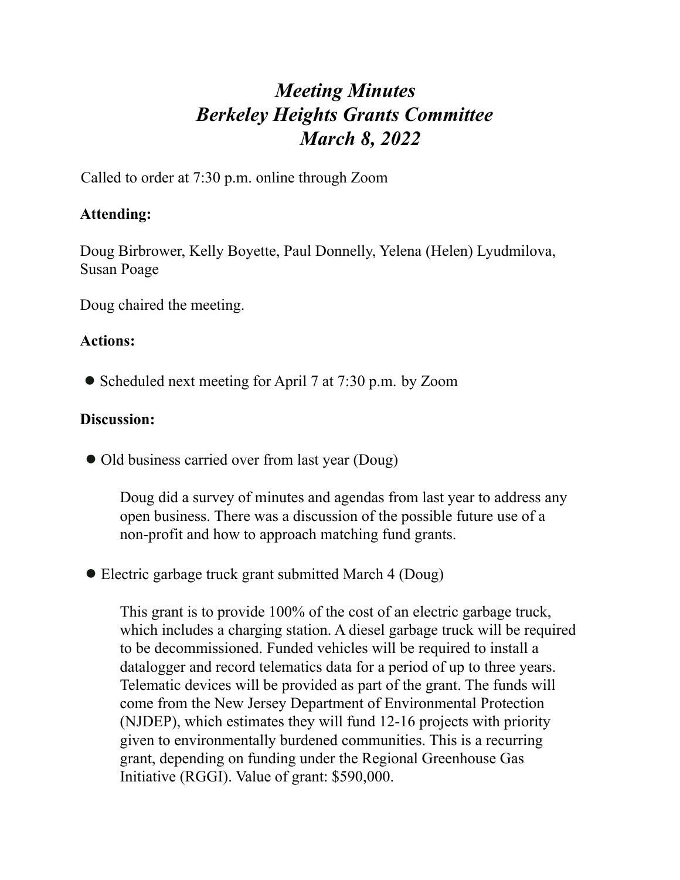# *Meeting Minutes*
# *Berkeley Heights Grants Committee*
# *March 8, 2022*

Called to order at 7:30 p.m. online through Zoom

**Attending:**

Doug Birbrower, Kelly Boyette, Paul Donnelly, Yelena (Helen) Lyudmilova, Susan Poage

Doug chaired the meeting.

**Actions:**

- Scheduled next meeting for April 7 at 7:30 p.m. by Zoom

**Discussion:**

- Old business carried over from last year (Doug)

  Doug did a survey of minutes and agendas from last year to address any open business. There was a discussion of the possible future use of a non-profit and how to approach matching fund grants.

- Electric garbage truck grant submitted March 4 (Doug)

  This grant is to provide 100% of the cost of an electric garbage truck, which includes a charging station. A diesel garbage truck will be required to be decommissioned. Funded vehicles will be required to install a datalogger and record telematics data for a period of up to three years. Telematic devices will be provided as part of the grant. The funds will come from the New Jersey Department of Environmental Protection (NJDEP), which estimates they will fund 12-16 projects with priority given to environmentally burdened communities. This is a recurring grant, depending on funding under the Regional Greenhouse Gas Initiative (RGGI). Value of grant: $590,000.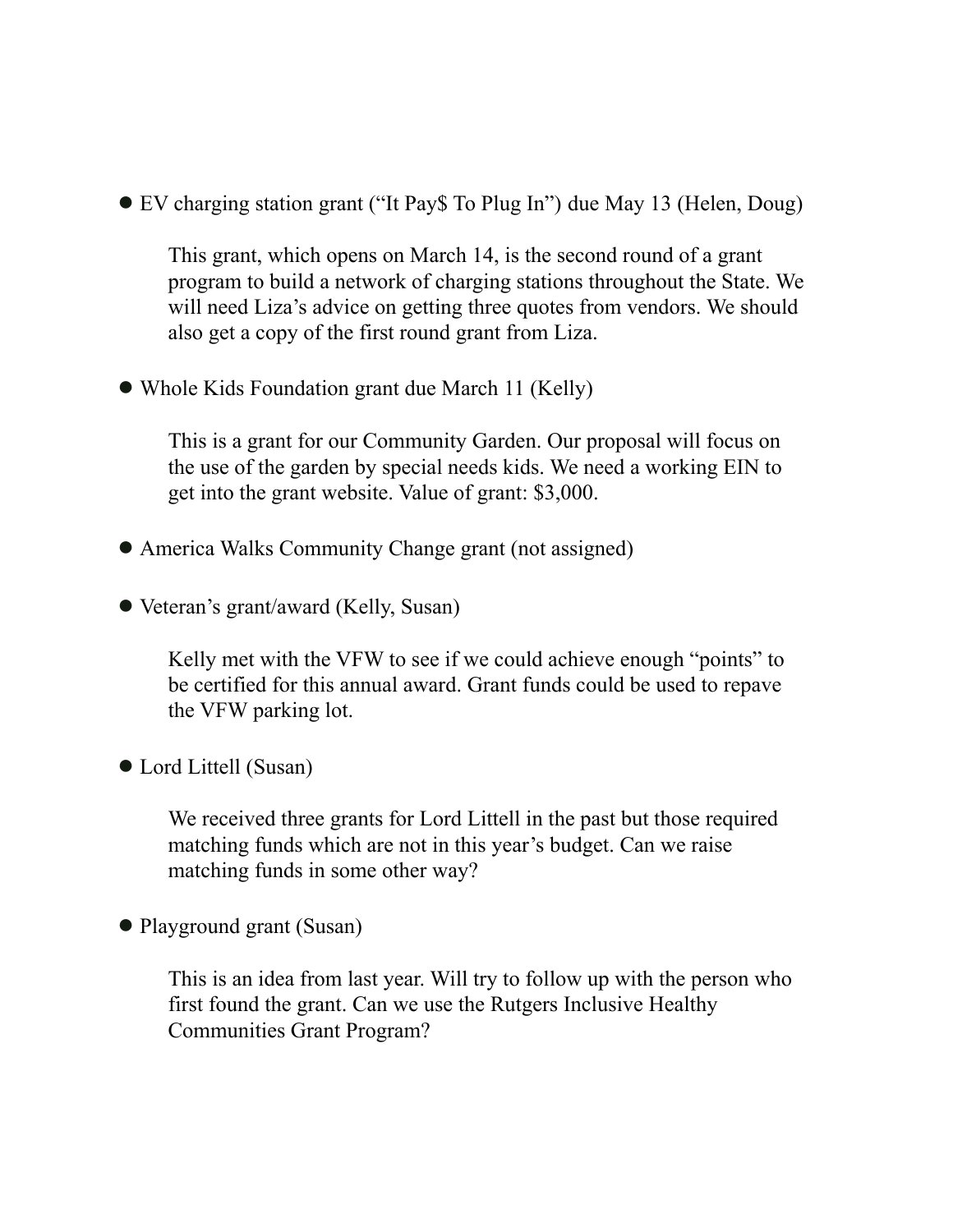- EV charging station grant ("It Pay$ To Plug In") due May 13 (Helen, Doug)

    This grant, which opens on March 14, is the second round of a grant program to build a network of charging stations throughout the State. We will need Liza's advice on getting three quotes from vendors. We should also get a copy of the first round grant from Liza.

- Whole Kids Foundation grant due March 11 (Kelly)

    This is a grant for our Community Garden. Our proposal will focus on the use of the garden by special needs kids. We need a working EIN to get into the grant website. Value of grant: $3,000.

- America Walks Community Change grant (not assigned)

- Veteran's grant/award (Kelly, Susan)

    Kelly met with the VFW to see if we could achieve enough "points" to be certified for this annual award. Grant funds could be used to repave the VFW parking lot.

- Lord Littell (Susan)

    We received three grants for Lord Littell in the past but those required matching funds which are not in this year's budget. Can we raise matching funds in some other way?

- Playground grant (Susan)

    This is an idea from last year. Will try to follow up with the person who first found the grant. Can we use the Rutgers Inclusive Healthy Communities Grant Program?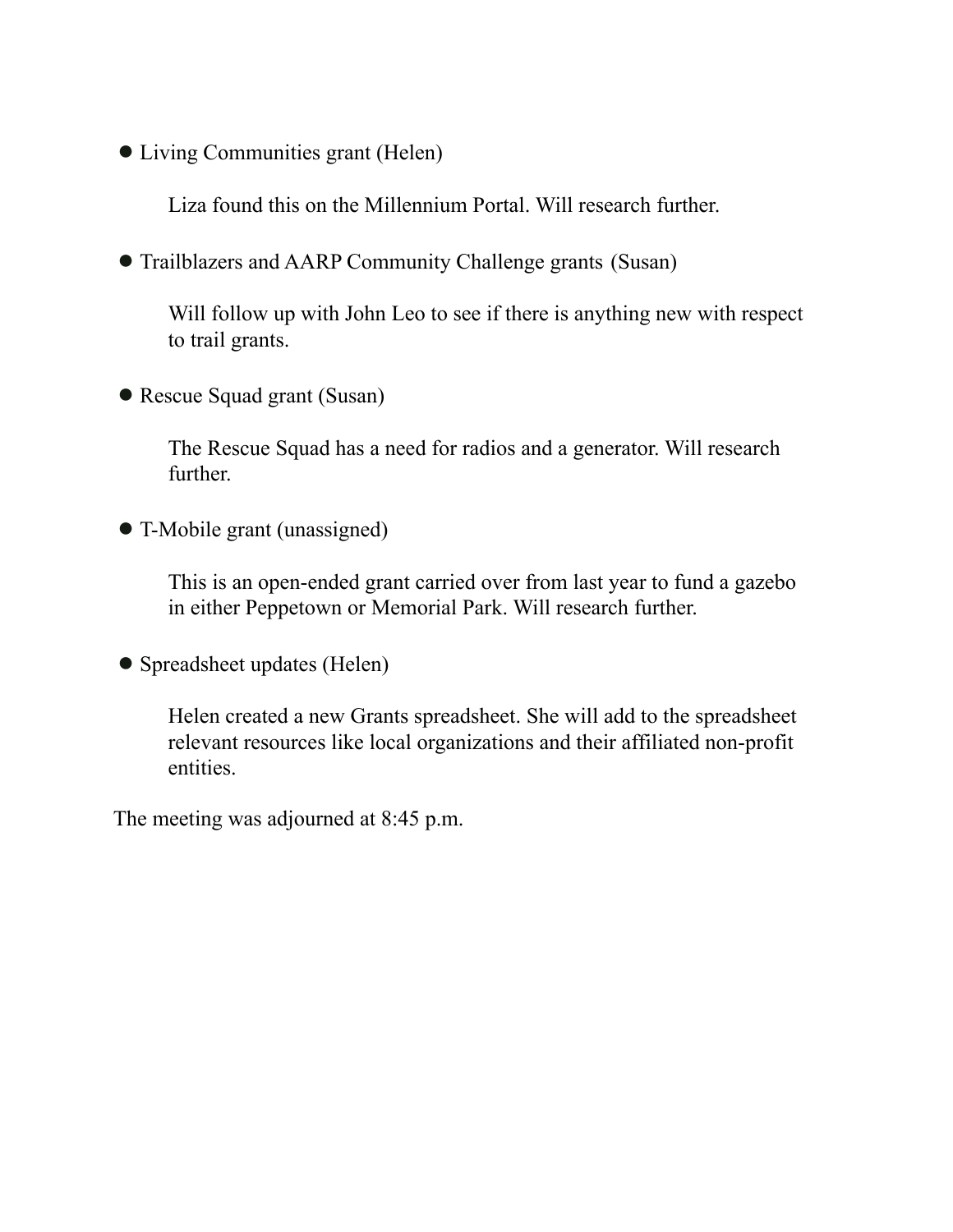- Living Communities grant (Helen)

  Liza found this on the Millennium Portal. Will research further.

- Trailblazers and AARP Community Challenge grants (Susan)

  Will follow up with John Leo to see if there is anything new with respect to trail grants.

- Rescue Squad grant (Susan)

  The Rescue Squad has a need for radios and a generator. Will research further.

- T-Mobile grant (unassigned)

  This is an open-ended grant carried over from last year to fund a gazebo in either Peppetown or Memorial Park. Will research further.

- Spreadsheet updates (Helen)

  Helen created a new Grants spreadsheet. She will add to the spreadsheet relevant resources like local organizations and their affiliated non-profit entities.

The meeting was adjourned at 8:45 p.m.